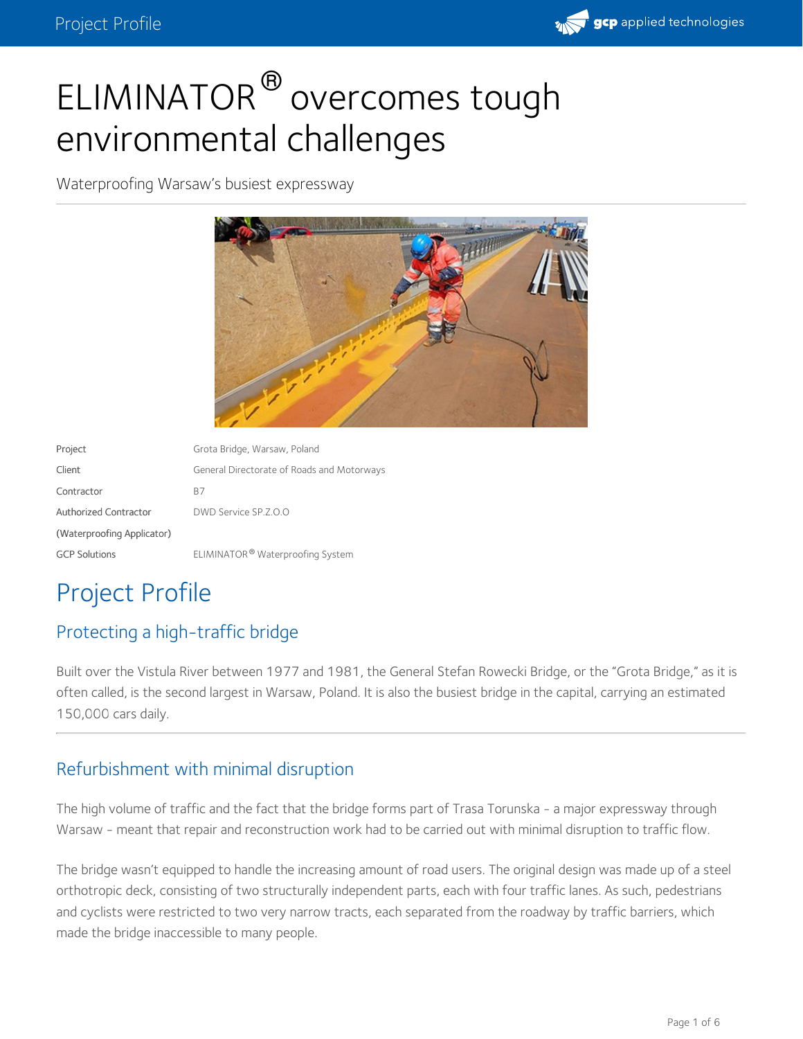# ELIMINATOR® overcomes tough environmental challenges

Waterproofing Warsaw's busiest expressway

| | |
|---|---|
| Project | Grota Bridge, Warsaw, Poland |
| Client | General Directorate of Roads and Motorways |
| Contractor | B7 |
| Authorized Contractor (Waterproofing Applicator) | DWD Service SP.Z.O.O |
| GCP Solutions | ELIMINATOR® Waterproofing System |

# Project Profile

## Protecting a high-traffic bridge

Built over the Vistula River between 1977 and 1981, the General Stefan Rowecki Bridge, or the "Grota Bridge," as it is often called, is the second largest in Warsaw, Poland. It is also the busiest bridge in the capital, carrying an estimated 150,000 cars daily.

## Refurbishment with minimal disruption

The high volume of traffic and the fact that the bridge forms part of Trasa Torunska - a major expressway through Warsaw - meant that repair and reconstruction work had to be carried out with minimal disruption to traffic flow.

The bridge wasn't equipped to handle the increasing amount of road users. The original design was made up of a steel orthotropic deck, consisting of two structurally independent parts, each with four traffic lanes. As such, pedestrians and cyclists were restricted to two very narrow tracts, each separated from the roadway by traffic barriers, which made the bridge inaccessible to many people.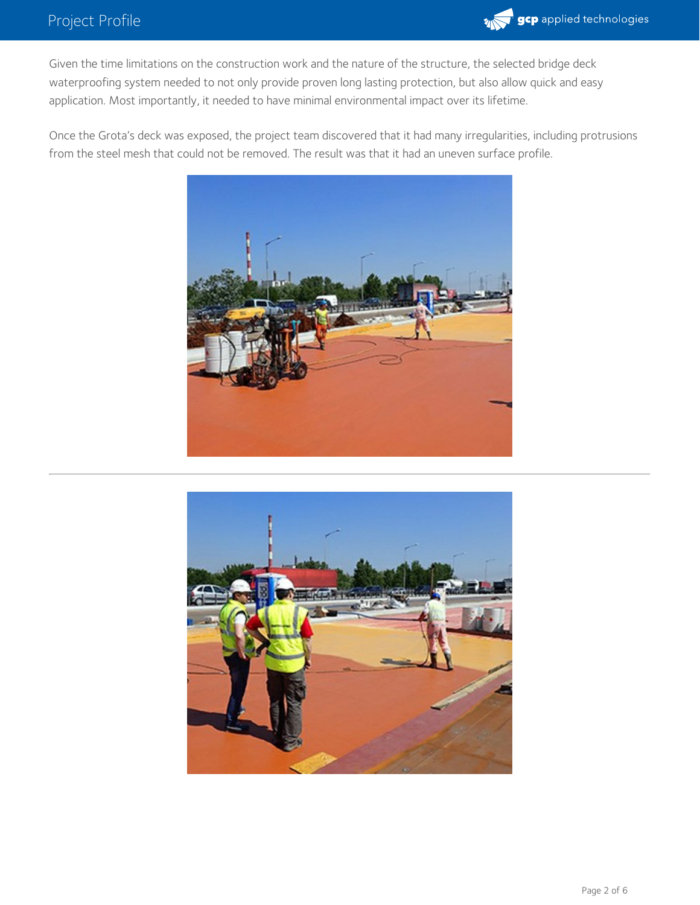Given the time limitations on the construction work and the nature of the structure, the selected bridge deck waterproofing system needed to not only provide proven long lasting protection, but also allow quick and easy application. Most importantly, it needed to have minimal environmental impact over its lifetime.

Once the Grota's deck was exposed, the project team discovered that it had many irregularities, including protrusions from the steel mesh that could not be removed. The result was that it had an uneven surface profile.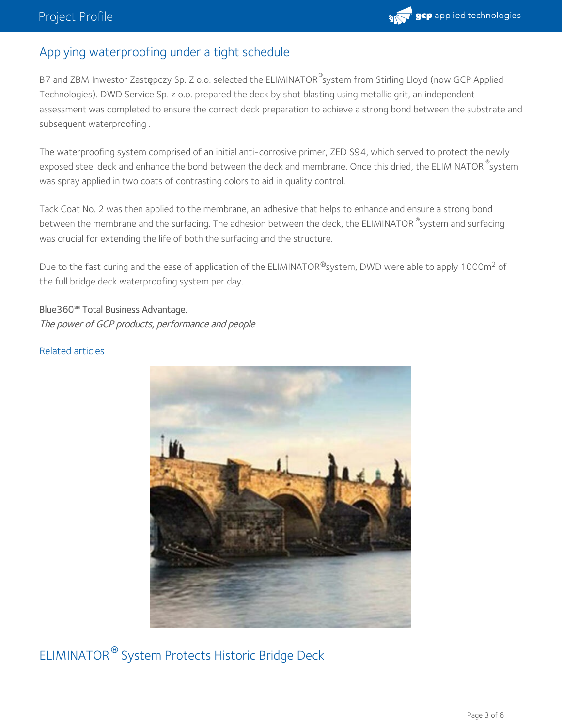## Applying waterproofing under a tight schedule

B7 and ZBM Inwestor Zastępczy Sp. Z o.o. selected the ELIMINATOR® system from Stirling Lloyd (now GCP Applied Technologies). DWD Service Sp. z o.o. prepared the deck by shot blasting using metallic grit, an independent assessment was completed to ensure the correct deck preparation to achieve a strong bond between the substrate and subsequent waterproofing .

The waterproofing system comprised of an initial anti-corrosive primer, ZED S94, which served to protect the newly exposed steel deck and enhance the bond between the deck and membrane. Once this dried, the ELIMINATOR® system was spray applied in two coats of contrasting colors to aid in quality control.

Tack Coat No. 2 was then applied to the membrane, an adhesive that helps to enhance and ensure a strong bond between the membrane and the surfacing. The adhesion between the deck, the ELIMINATOR® system and surfacing was crucial for extending the life of both the surfacing and the structure.

Due to the fast curing and the ease of application of the ELIMINATOR® system, DWD were able to apply 1000m$^2$ of the full bridge deck waterproofing system per day.

Blue360℠ Total Business Advantage.
*The power of GCP products, performance and people*

## Related articles

## ELIMINATOR® System Protects Historic Bridge Deck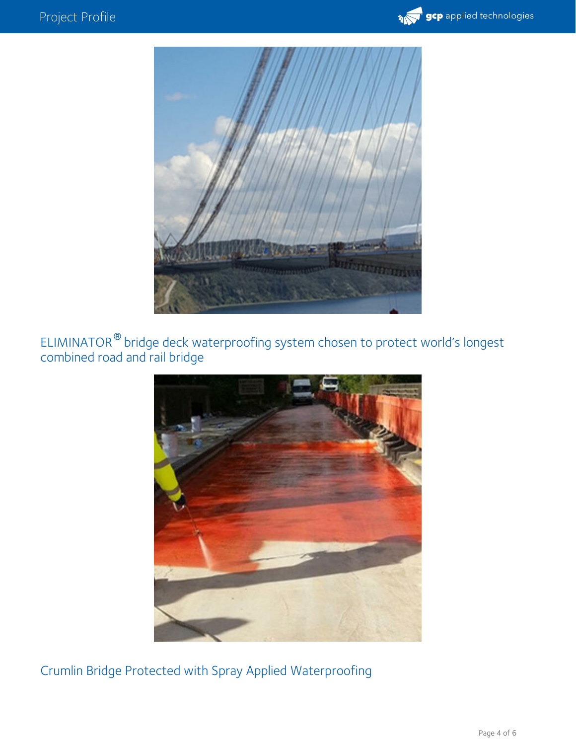ELIMINATOR® bridge deck waterproofing system chosen to protect world's longest combined road and rail bridge

Crumlin Bridge Protected with Spray Applied Waterproofing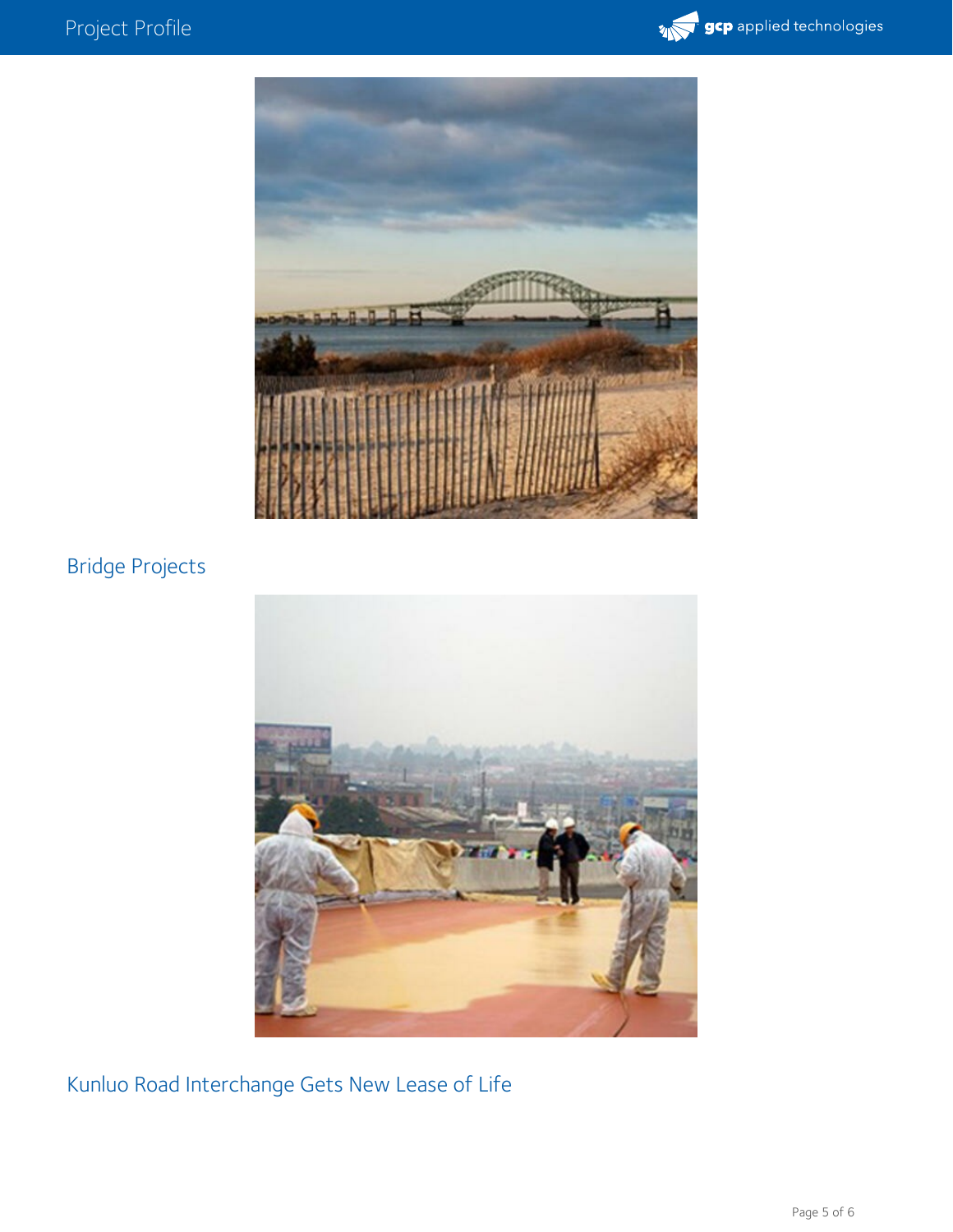Bridge Projects

Kunluo Road Interchange Gets New Lease of Life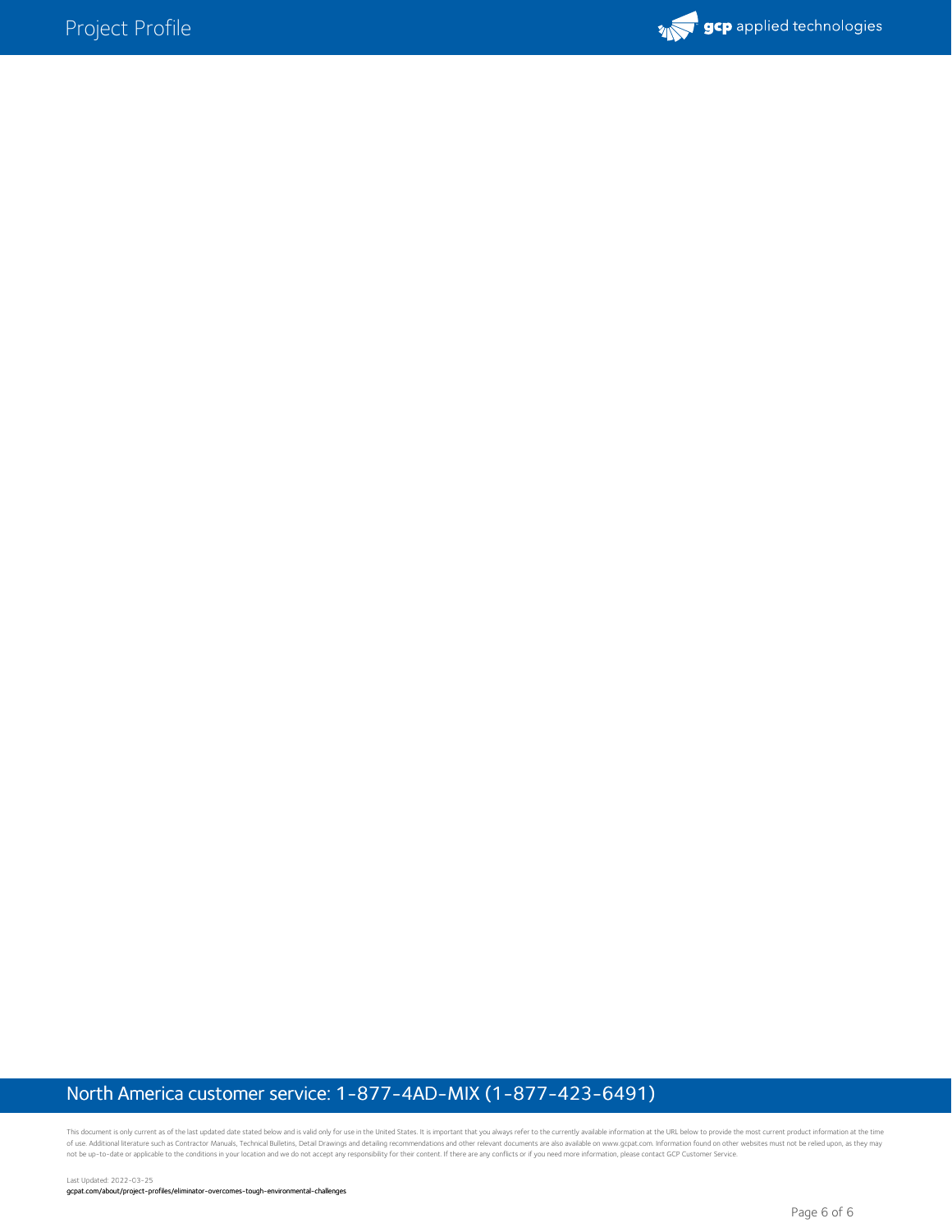North America customer service: 1-877-4AD-MIX (1-877-423-6491)

This document is only current as of the last updated date stated below and is valid only for use in the United States. It is important that you always refer to the currently available information at the URL below to provide the most current product information at the time of use. Additional literature such as Contractor Manuals, Technical Bulletins, Detail Drawings and detailing recommendations and other relevant documents are also available on www.gcpat.com. Information found on other websites must not be relied upon, as they may not be up-to-date or applicable to the conditions in your location and we do not accept any responsibility for their content. If there are any conflicts or if you need more information, please contact GCP Customer Service.

Last Updated: 2022-03-25
gcpat.com/about/project-profiles/eliminator-overcomes-tough-environmental-challenges